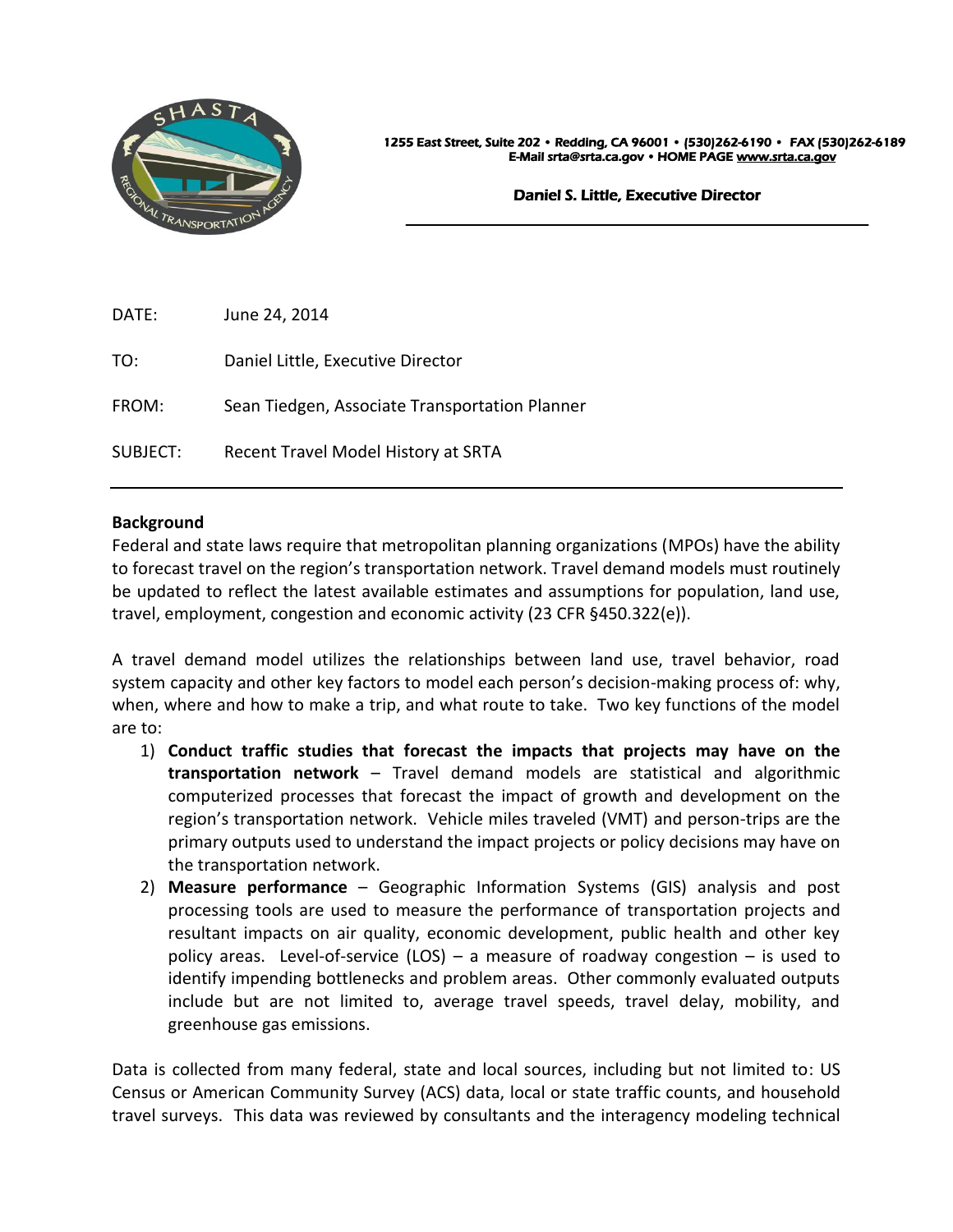1255 East Street, Suite 202 • Redding, CA 96001 • (530)262-6190 • FAX (530)262-6189
E-Mail srta@srta.ca.gov • HOME PAGE www.srta.ca.gov

**Daniel S. Little, Executive Director**

DATE: June 24, 2014

TO: Daniel Little, Executive Director

FROM: Sean Tiedgen, Associate Transportation Planner

SUBJECT: Recent Travel Model History at SRTA

---

**Background**

Federal and state laws require that metropolitan planning organizations (MPOs) have the ability to forecast travel on the region's transportation network. Travel demand models must routinely be updated to reflect the latest available estimates and assumptions for population, land use, travel, employment, congestion and economic activity (23 CFR §450.322(e)).

A travel demand model utilizes the relationships between land use, travel behavior, road system capacity and other key factors to model each person's decision-making process of: why, when, where and how to make a trip, and what route to take. Two key functions of the model are to:

1) **Conduct traffic studies that forecast the impacts that projects may have on the transportation network** – Travel demand models are statistical and algorithmic computerized processes that forecast the impact of growth and development on the region's transportation network. Vehicle miles traveled (VMT) and person-trips are the primary outputs used to understand the impact projects or policy decisions may have on the transportation network.
2) **Measure performance** – Geographic Information Systems (GIS) analysis and post processing tools are used to measure the performance of transportation projects and resultant impacts on air quality, economic development, public health and other key policy areas. Level-of-service (LOS) – a measure of roadway congestion – is used to identify impending bottlenecks and problem areas. Other commonly evaluated outputs include but are not limited to, average travel speeds, travel delay, mobility, and greenhouse gas emissions.

Data is collected from many federal, state and local sources, including but not limited to: US Census or American Community Survey (ACS) data, local or state traffic counts, and household travel surveys. This data was reviewed by consultants and the interagency modeling technical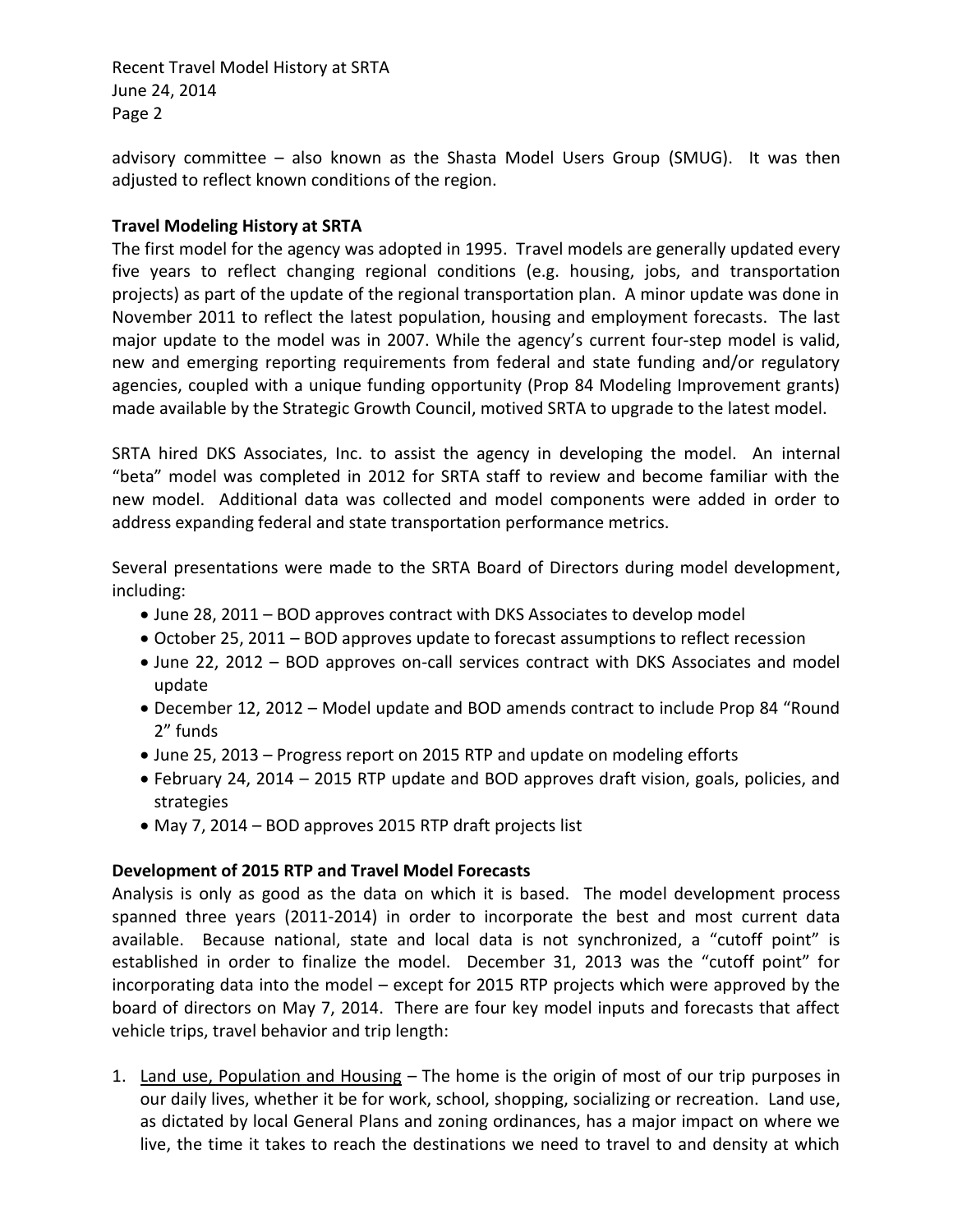advisory committee – also known as the Shasta Model Users Group (SMUG). It was then adjusted to reflect known conditions of the region.

**Travel Modeling History at SRTA**

The first model for the agency was adopted in 1995. Travel models are generally updated every five years to reflect changing regional conditions (e.g. housing, jobs, and transportation projects) as part of the update of the regional transportation plan. A minor update was done in November 2011 to reflect the latest population, housing and employment forecasts. The last major update to the model was in 2007. While the agency's current four-step model is valid, new and emerging reporting requirements from federal and state funding and/or regulatory agencies, coupled with a unique funding opportunity (Prop 84 Modeling Improvement grants) made available by the Strategic Growth Council, motived SRTA to upgrade to the latest model.

SRTA hired DKS Associates, Inc. to assist the agency in developing the model. An internal "beta" model was completed in 2012 for SRTA staff to review and become familiar with the new model. Additional data was collected and model components were added in order to address expanding federal and state transportation performance metrics.

Several presentations were made to the SRTA Board of Directors during model development, including:

- June 28, 2011 – BOD approves contract with DKS Associates to develop model
- October 25, 2011 – BOD approves update to forecast assumptions to reflect recession
- June 22, 2012 – BOD approves on-call services contract with DKS Associates and model update
- December 12, 2012 – Model update and BOD amends contract to include Prop 84 "Round 2" funds
- June 25, 2013 – Progress report on 2015 RTP and update on modeling efforts
- February 24, 2014 – 2015 RTP update and BOD approves draft vision, goals, policies, and strategies
- May 7, 2014 – BOD approves 2015 RTP draft projects list

**Development of 2015 RTP and Travel Model Forecasts**

Analysis is only as good as the data on which it is based. The model development process spanned three years (2011-2014) in order to incorporate the best and most current data available. Because national, state and local data is not synchronized, a "cutoff point" is established in order to finalize the model. December 31, 2013 was the "cutoff point" for incorporating data into the model – except for 2015 RTP projects which were approved by the board of directors on May 7, 2014. There are four key model inputs and forecasts that affect vehicle trips, travel behavior and trip length:

1. <u>Land use, Population and Housing</u> – The home is the origin of most of our trip purposes in our daily lives, whether it be for work, school, shopping, socializing or recreation. Land use, as dictated by local General Plans and zoning ordinances, has a major impact on where we live, the time it takes to reach the destinations we need to travel to and density at which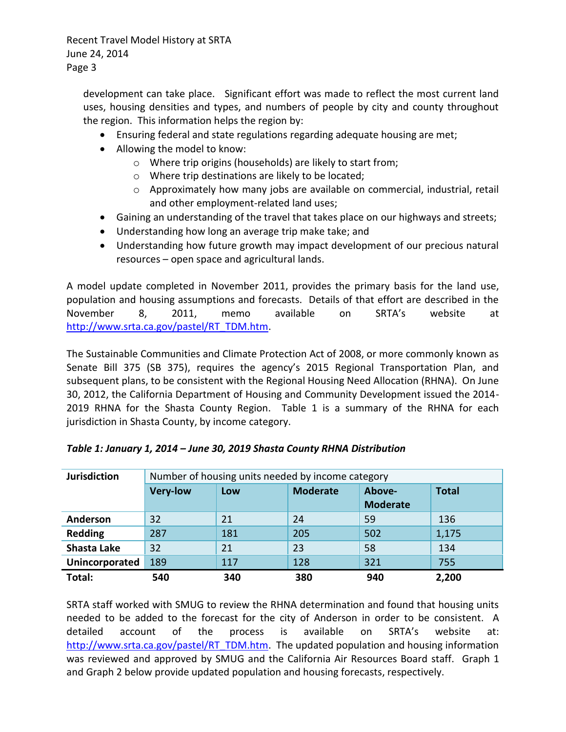development can take place. Significant effort was made to reflect the most current land uses, housing densities and types, and numbers of people by city and county throughout the region. This information helps the region by:

- Ensuring federal and state regulations regarding adequate housing are met;
- Allowing the model to know:
  - Where trip origins (households) are likely to start from;
  - Where trip destinations are likely to be located;
  - Approximately how many jobs are available on commercial, industrial, retail and other employment-related land uses;
- Gaining an understanding of the travel that takes place on our highways and streets;
- Understanding how long an average trip make take; and
- Understanding how future growth may impact development of our precious natural resources – open space and agricultural lands.

A model update completed in November 2011, provides the primary basis for the land use, population and housing assumptions and forecasts. Details of that effort are described in the November 8, 2011, memo available on SRTA's website at http://www.srta.ca.gov/pastel/RT_TDM.htm.

The Sustainable Communities and Climate Protection Act of 2008, or more commonly known as Senate Bill 375 (SB 375), requires the agency's 2015 Regional Transportation Plan, and subsequent plans, to be consistent with the Regional Housing Need Allocation (RHNA). On June 30, 2012, the California Department of Housing and Community Development issued the 2014-2019 RHNA for the Shasta County Region. Table 1 is a summary of the RHNA for each jurisdiction in Shasta County, by income category.

***Table 1: January 1, 2014 – June 30, 2019 Shasta County RHNA Distribution***

| Jurisdiction | Number of housing units needed by income category | | | | |
|---|---|---|---|---|---|
| | **Very-low** | **Low** | **Moderate** | **Above-Moderate** | **Total** |
| **Anderson** | 32 | 21 | 24 | 59 | 136 |
| **Redding** | 287 | 181 | 205 | 502 | 1,175 |
| **Shasta Lake** | 32 | 21 | 23 | 58 | 134 |
| **Unincorporated** | 189 | 117 | 128 | 321 | 755 |
| **Total:** | **540** | **340** | **380** | **940** | **2,200** |

SRTA staff worked with SMUG to review the RHNA determination and found that housing units needed to be added to the forecast for the city of Anderson in order to be consistent. A detailed account of the process is available on SRTA's website at: http://www.srta.ca.gov/pastel/RT_TDM.htm. The updated population and housing information was reviewed and approved by SMUG and the California Air Resources Board staff. Graph 1 and Graph 2 below provide updated population and housing forecasts, respectively.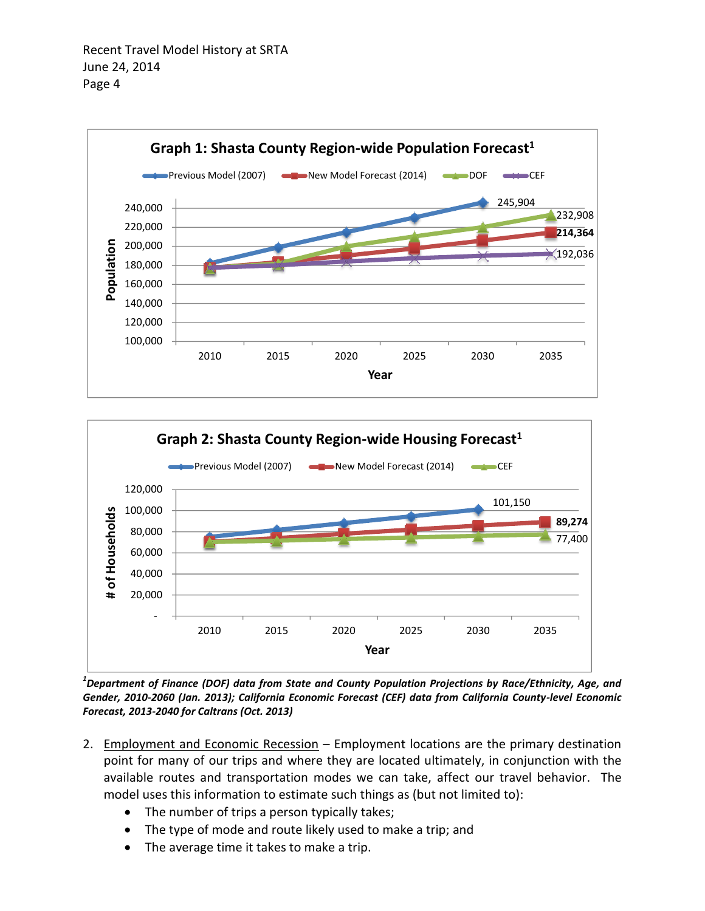**Graph 1: Shasta County Region-wide Population Forecast[1]**

Previous Model (2007) | New Model Forecast (2014) | DOF | CEF

Population (100,000–240,000) by Year (2010–2035)

Labeled 2035/2030 values: 245,904; 232,908; **214,364**; 192,036

**Graph 2: Shasta County Region-wide Housing Forecast[1]**

Previous Model (2007) | New Model Forecast (2014) | CEF

# of Households (- to 120,000) by Year (2010–2035)

Labeled values: 101,150; **89,274**; 77,400

[1]*Department of Finance (DOF) data from State and County Population Projections by Race/Ethnicity, Age, and Gender, 2010-2060 (Jan. 2013); California Economic Forecast (CEF) data from California County-level Economic Forecast, 2013-2040 for Caltrans (Oct. 2013)*

2. Employment and Economic Recession – Employment locations are the primary destination point for many of our trips and where they are located ultimately, in conjunction with the available routes and transportation modes we can take, affect our travel behavior. The model uses this information to estimate such things as (but not limited to):
   - The number of trips a person typically takes;
   - The type of mode and route likely used to make a trip; and
   - The average time it takes to make a trip.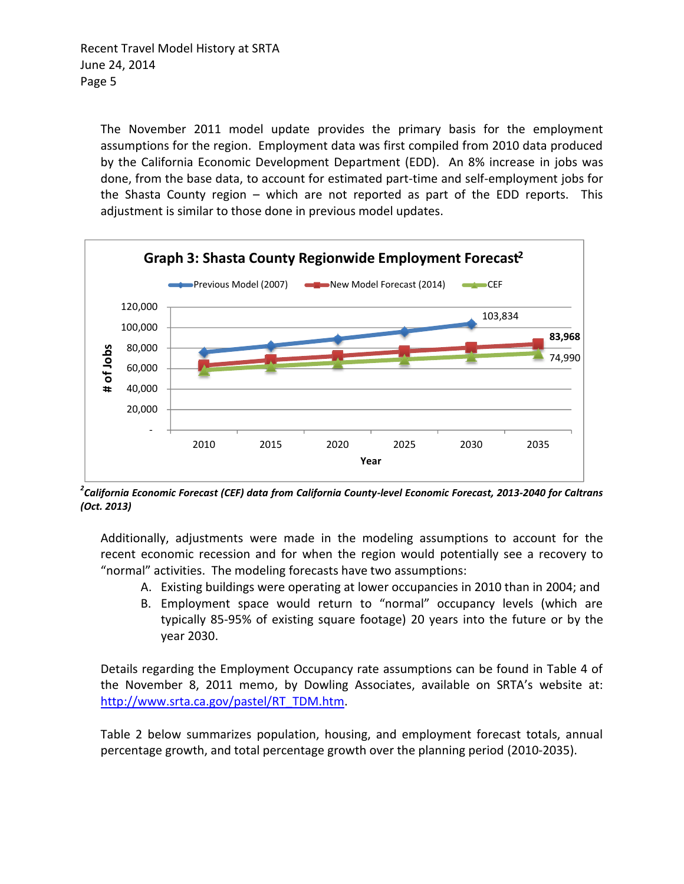The November 2011 model update provides the primary basis for the employment assumptions for the region. Employment data was first compiled from 2010 data produced by the California Economic Development Department (EDD). An 8% increase in jobs was done, from the base data, to account for estimated part-time and self-employment jobs for the Shasta County region – which are not reported as part of the EDD reports. This adjustment is similar to those done in previous model updates.

**Graph 3: Shasta County Regionwide Employment Forecast[2]**

Legend: Previous Model (2007), New Model Forecast (2014), CEF

Y-axis: # of Jobs (-, 20,000, 40,000, 60,000, 80,000, 100,000, 120,000)

X-axis: Year (2010, 2015, 2020, 2025, 2030, 2035)

Labels: 103,834; **83,968**; 74,990

[2] *California Economic Forecast (CEF) data from California County-level Economic Forecast, 2013-2040 for Caltrans (Oct. 2013)*

Additionally, adjustments were made in the modeling assumptions to account for the recent economic recession and for when the region would potentially see a recovery to "normal" activities. The modeling forecasts have two assumptions:

A. Existing buildings were operating at lower occupancies in 2010 than in 2004; and
B. Employment space would return to "normal" occupancy levels (which are typically 85-95% of existing square footage) 20 years into the future or by the year 2030.

Details regarding the Employment Occupancy rate assumptions can be found in Table 4 of the November 8, 2011 memo, by Dowling Associates, available on SRTA's website at: http://www.srta.ca.gov/pastel/RT_TDM.htm.

Table 2 below summarizes population, housing, and employment forecast totals, annual percentage growth, and total percentage growth over the planning period (2010-2035).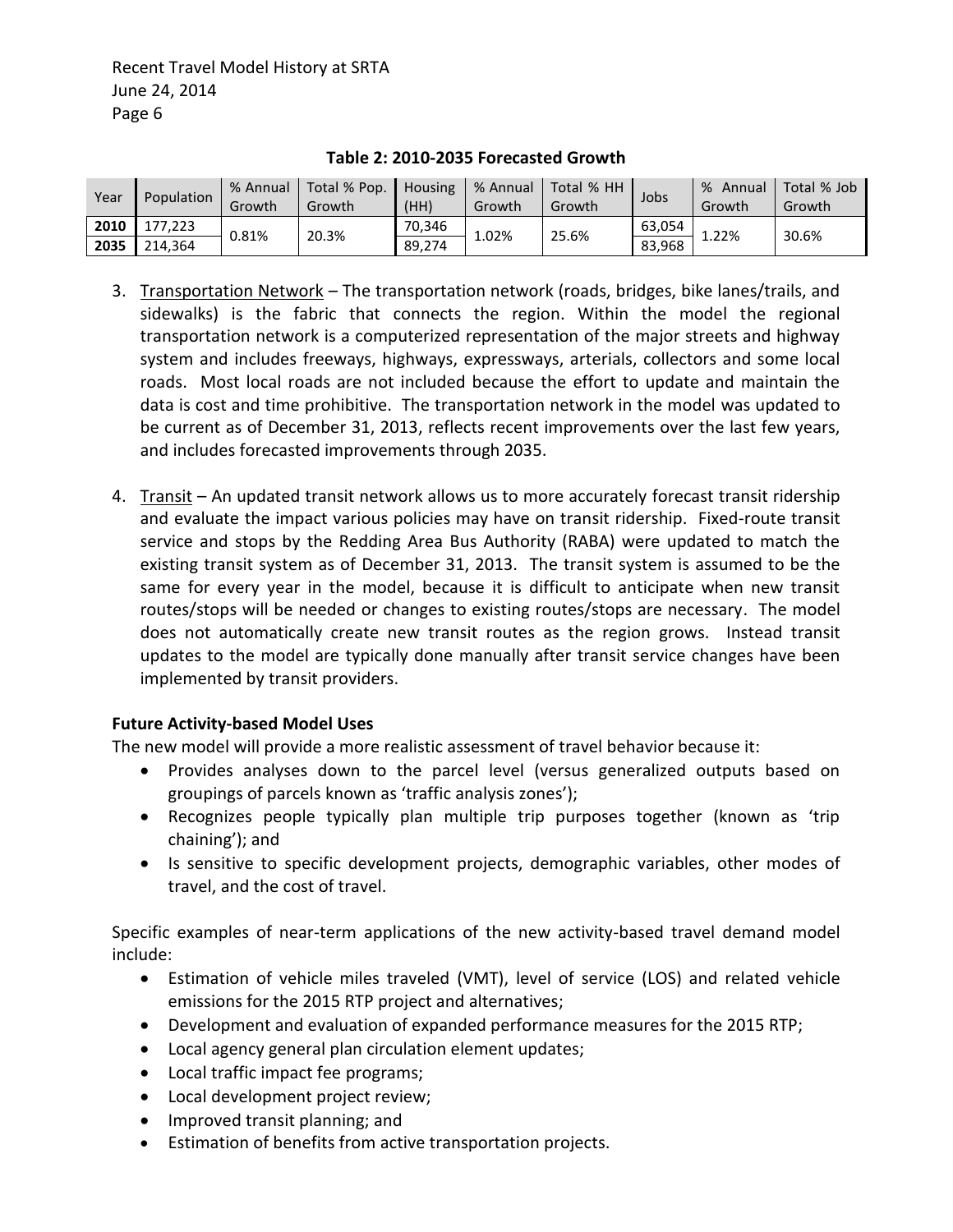**Table 2: 2010-2035 Forecasted Growth**

| Year | Population | % Annual Growth | Total % Pop. Growth | Housing (HH) | % Annual Growth | Total % HH Growth | Jobs | % Annual Growth | Total % Job Growth |
|---|---|---|---|---|---|---|---|---|---|
| **2010** | 177,223 | 0.81% | 20.3% | 70,346 | 1.02% | 25.6% | 63,054 | 1.22% | 30.6% |
| **2035** | 214,364 | | | 89,274 | | | 83,968 | | |

3. Transportation Network – The transportation network (roads, bridges, bike lanes/trails, and sidewalks) is the fabric that connects the region. Within the model the regional transportation network is a computerized representation of the major streets and highway system and includes freeways, highways, expressways, arterials, collectors and some local roads. Most local roads are not included because the effort to update and maintain the data is cost and time prohibitive. The transportation network in the model was updated to be current as of December 31, 2013, reflects recent improvements over the last few years, and includes forecasted improvements through 2035.

4. Transit – An updated transit network allows us to more accurately forecast transit ridership and evaluate the impact various policies may have on transit ridership. Fixed-route transit service and stops by the Redding Area Bus Authority (RABA) were updated to match the existing transit system as of December 31, 2013. The transit system is assumed to be the same for every year in the model, because it is difficult to anticipate when new transit routes/stops will be needed or changes to existing routes/stops are necessary. The model does not automatically create new transit routes as the region grows. Instead transit updates to the model are typically done manually after transit service changes have been implemented by transit providers.

**Future Activity-based Model Uses**

The new model will provide a more realistic assessment of travel behavior because it:

- Provides analyses down to the parcel level (versus generalized outputs based on groupings of parcels known as 'traffic analysis zones');
- Recognizes people typically plan multiple trip purposes together (known as 'trip chaining'); and
- Is sensitive to specific development projects, demographic variables, other modes of travel, and the cost of travel.

Specific examples of near-term applications of the new activity-based travel demand model include:

- Estimation of vehicle miles traveled (VMT), level of service (LOS) and related vehicle emissions for the 2015 RTP project and alternatives;
- Development and evaluation of expanded performance measures for the 2015 RTP;
- Local agency general plan circulation element updates;
- Local traffic impact fee programs;
- Local development project review;
- Improved transit planning; and
- Estimation of benefits from active transportation projects.